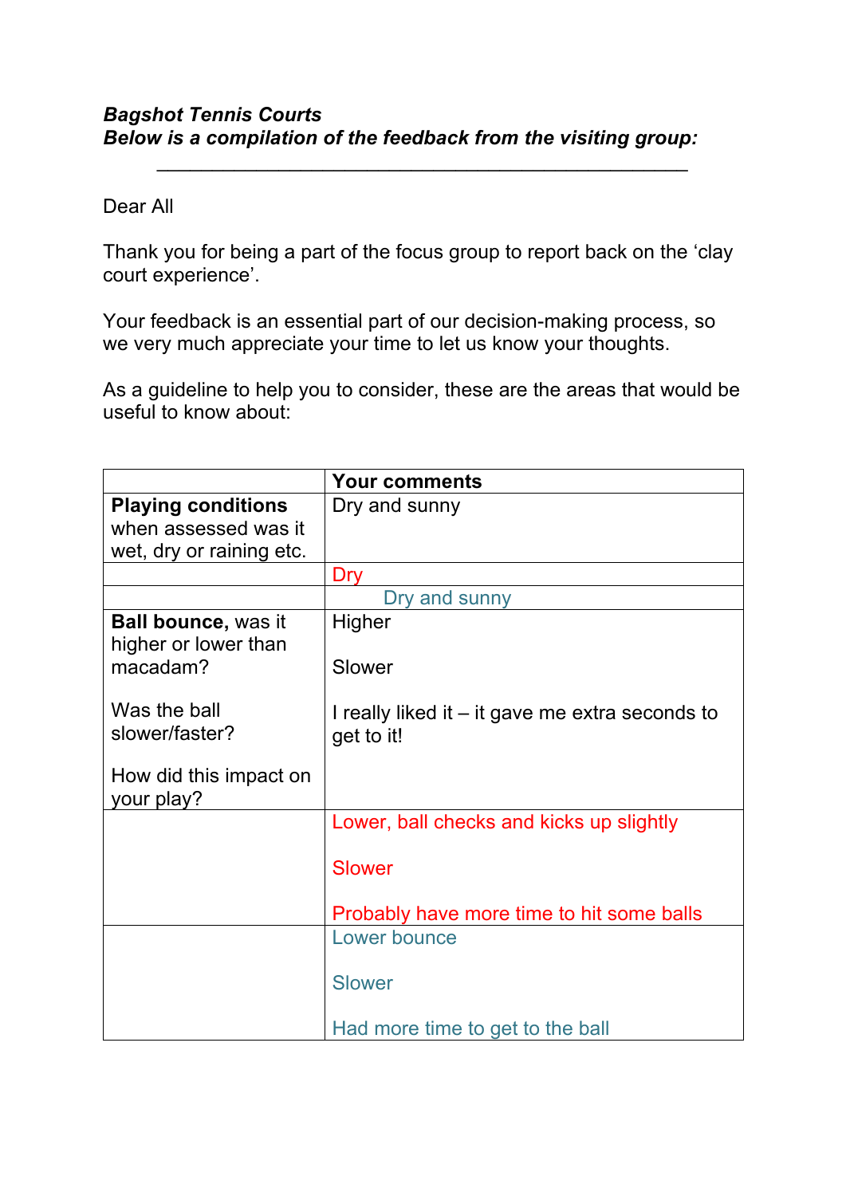***Bagshot Tennis Courts***
***Below is a compilation of the feedback from the visiting group:***

---

Dear All

Thank you for being a part of the focus group to report back on the 'clay court experience'.

Your feedback is an essential part of our decision-making process, so we very much appreciate your time to let us know your thoughts.

As a guideline to help you to consider, these are the areas that would be useful to know about:

| | **Your comments** |
|---|---|
| **Playing conditions** when assessed was it wet, dry or raining etc. | Dry and sunny |
| | Dry |
| | Dry and sunny |
| **Ball bounce,** was it higher or lower than macadam?<br><br>Was the ball slower/faster?<br><br>How did this impact on your play? | Higher<br><br>Slower<br><br>I really liked it – it gave me extra seconds to get to it! |
| | Lower, ball checks and kicks up slightly<br><br>Slower<br><br>Probably have more time to hit some balls |
| | Lower bounce<br><br>Slower<br><br>Had more time to get to the ball |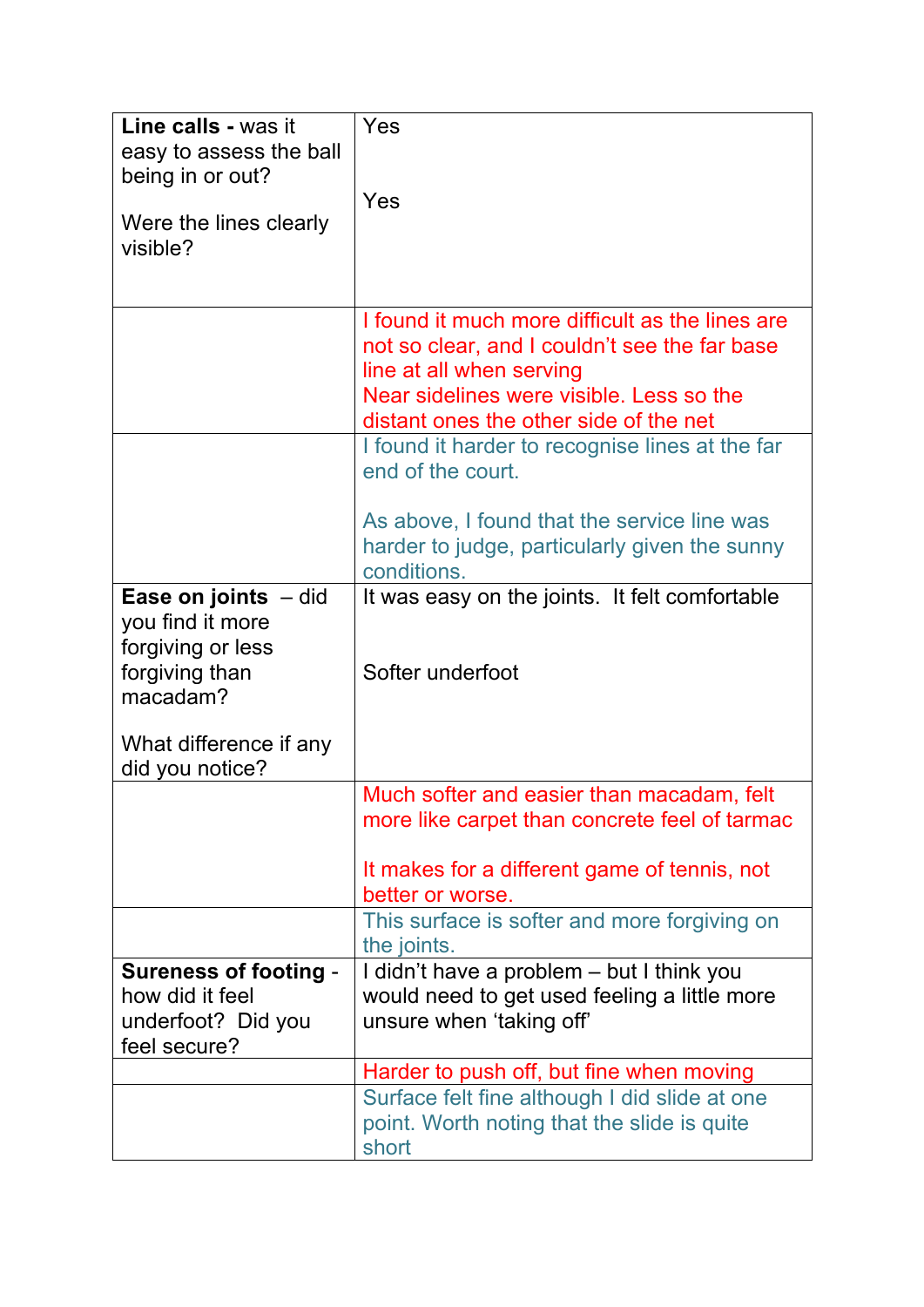| | |
|---|---|
| **Line calls -** was it easy to assess the ball being in or out?<br><br>Were the lines clearly visible? | Yes<br><br>Yes |
| | I found it much more difficult as the lines are not so clear, and I couldn't see the far base line at all when serving<br>Near sidelines were visible. Less so the distant ones the other side of the net |
| | I found it harder to recognise lines at the far end of the court.<br><br>As above, I found that the service line was harder to judge, particularly given the sunny conditions. |
| **Ease on joints** – did you find it more forgiving or less forgiving than macadam?<br><br>What difference if any did you notice? | It was easy on the joints. It felt comfortable<br><br>Softer underfoot |
| | Much softer and easier than macadam, felt more like carpet than concrete feel of tarmac<br><br>It makes for a different game of tennis, not better or worse. |
| | This surface is softer and more forgiving on the joints. |
| **Sureness of footing** - how did it feel underfoot? Did you feel secure? | I didn't have a problem – but I think you would need to get used feeling a little more unsure when 'taking off' |
| | Harder to push off, but fine when moving |
| | Surface felt fine although I did slide at one point. Worth noting that the slide is quite short |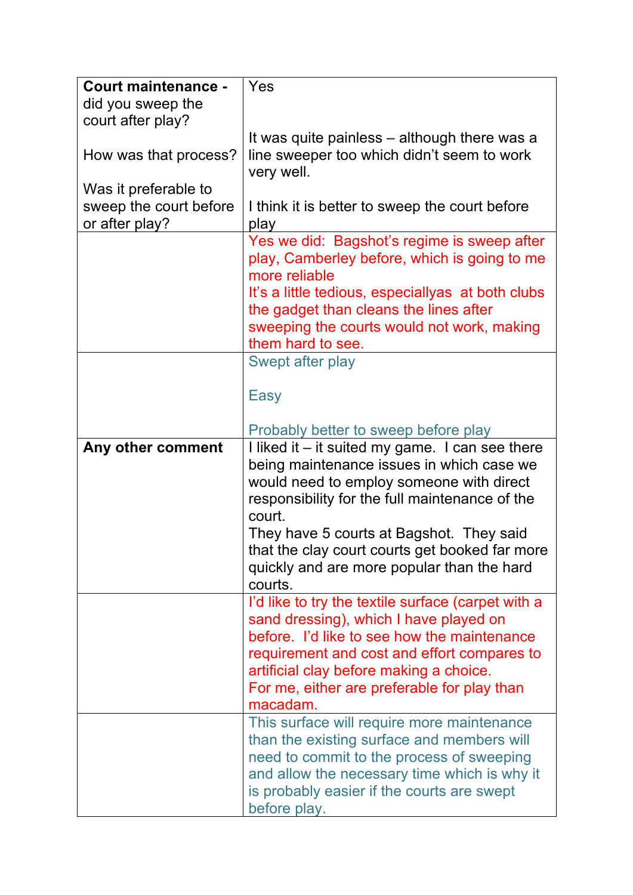| **Court maintenance -** did you sweep the court after play?<br><br>How was that process?<br><br>Was it preferable to sweep the court before or after play? | Yes<br><br>It was quite painless – although there was a line sweeper too which didn't seem to work very well.<br><br>I think it is better to sweep the court before play |
|---|---|
| | Yes we did: Bagshot's regime is sweep after play, Camberley before, which is going to me more reliable<br>It's a little tedious, especiallyas at both clubs the gadget than cleans the lines after sweeping the courts would not work, making them hard to see. |
| | Swept after play<br><br>Easy<br><br>Probably better to sweep before play |
| **Any other comment** | I liked it – it suited my game. I can see there being maintenance issues in which case we would need to employ someone with direct responsibility for the full maintenance of the court.<br>They have 5 courts at Bagshot. They said that the clay court courts get booked far more quickly and are more popular than the hard courts. |
| | I'd like to try the textile surface (carpet with a sand dressing), which I have played on before. I'd like to see how the maintenance requirement and cost and effort compares to artificial clay before making a choice.<br>For me, either are preferable for play than macadam. |
| | This surface will require more maintenance than the existing surface and members will need to commit to the process of sweeping and allow the necessary time which is why it is probably easier if the courts are swept before play. |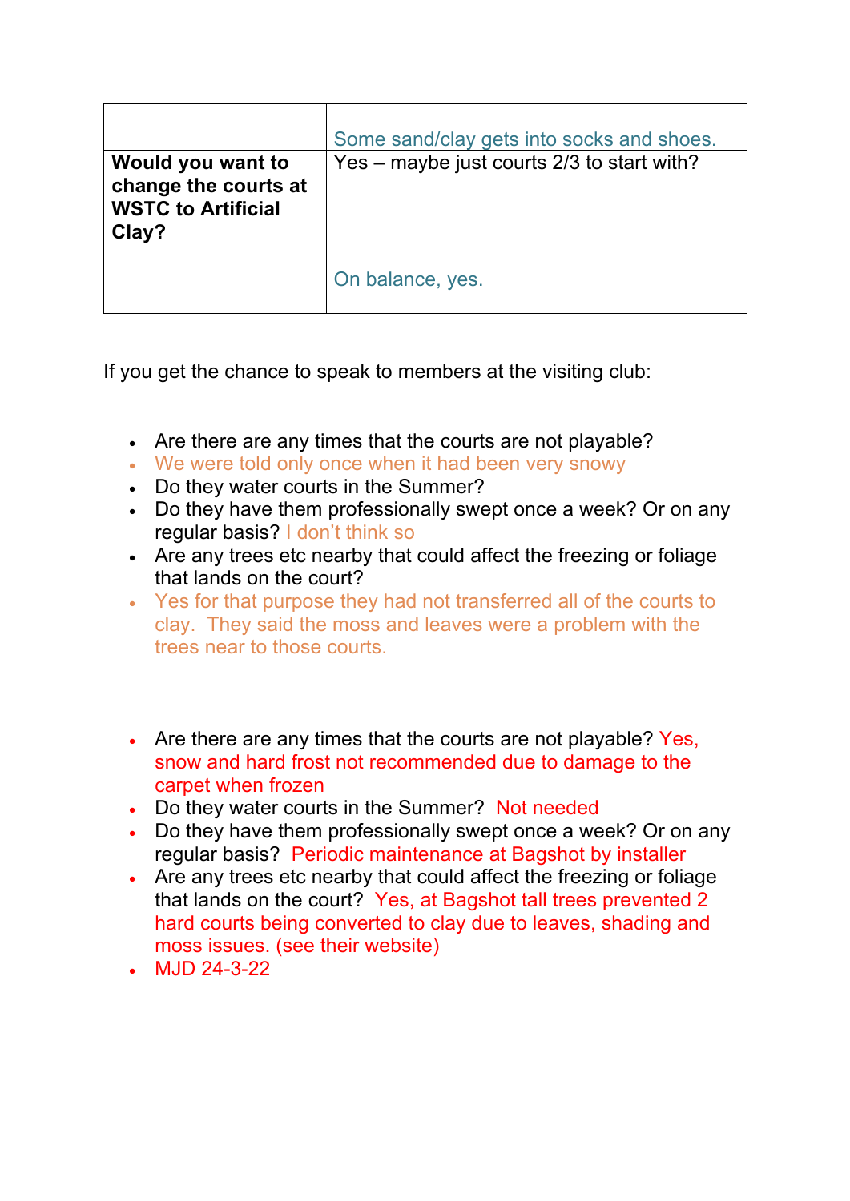| | |
|---|---|
| | Some sand/clay gets into socks and shoes. |
| **Would you want to change the courts at WSTC to Artificial Clay?** | Yes – maybe just courts 2/3 to start with? |
| | |
| | On balance, yes. |

If you get the chance to speak to members at the visiting club:

- Are there are any times that the courts are not playable?
- We were told only once when it had been very snowy
- Do they water courts in the Summer?
- Do they have them professionally swept once a week? Or on any regular basis? I don't think so
- Are any trees etc nearby that could affect the freezing or foliage that lands on the court?
- Yes for that purpose they had not transferred all of the courts to clay. They said the moss and leaves were a problem with the trees near to those courts.

- Are there are any times that the courts are not playable? Yes, snow and hard frost not recommended due to damage to the carpet when frozen
- Do they water courts in the Summer? Not needed
- Do they have them professionally swept once a week? Or on any regular basis? Periodic maintenance at Bagshot by installer
- Are any trees etc nearby that could affect the freezing or foliage that lands on the court? Yes, at Bagshot tall trees prevented 2 hard courts being converted to clay due to leaves, shading and moss issues. (see their website)
- MJD 24-3-22